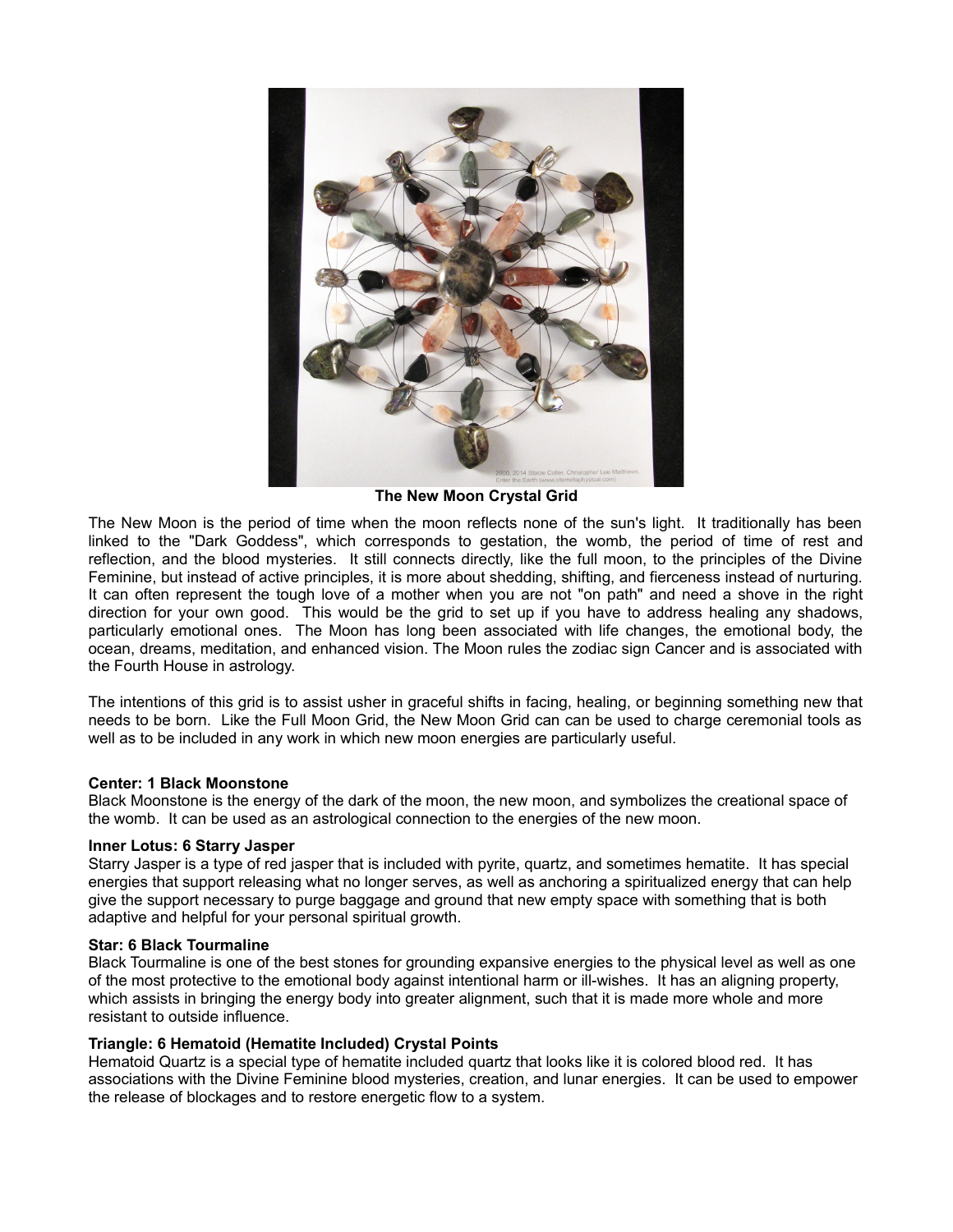**The New Moon Crystal Grid**

The New Moon is the period of time when the moon reflects none of the sun's light. It traditionally has been linked to the "Dark Goddess", which corresponds to gestation, the womb, the period of time of rest and reflection, and the blood mysteries. It still connects directly, like the full moon, to the principles of the Divine Feminine, but instead of active principles, it is more about shedding, shifting, and fierceness instead of nurturing. It can often represent the tough love of a mother when you are not "on path" and need a shove in the right direction for your own good. This would be the grid to set up if you have to address healing any shadows, particularly emotional ones. The Moon has long been associated with life changes, the emotional body, the ocean, dreams, meditation, and enhanced vision. The Moon rules the zodiac sign Cancer and is associated with the Fourth House in astrology.

The intentions of this grid is to assist usher in graceful shifts in facing, healing, or beginning something new that needs to be born. Like the Full Moon Grid, the New Moon Grid can can be used to charge ceremonial tools as well as to be included in any work in which new moon energies are particularly useful.

**Center: 1 Black Moonstone**
Black Moonstone is the energy of the dark of the moon, the new moon, and symbolizes the creational space of the womb. It can be used as an astrological connection to the energies of the new moon.

**Inner Lotus: 6 Starry Jasper**
Starry Jasper is a type of red jasper that is included with pyrite, quartz, and sometimes hematite. It has special energies that support releasing what no longer serves, as well as anchoring a spiritualized energy that can help give the support necessary to purge baggage and ground that new empty space with something that is both adaptive and helpful for your personal spiritual growth.

**Star: 6 Black Tourmaline**
Black Tourmaline is one of the best stones for grounding expansive energies to the physical level as well as one of the most protective to the emotional body against intentional harm or ill-wishes. It has an aligning property, which assists in bringing the energy body into greater alignment, such that it is made more whole and more resistant to outside influence.

**Triangle: 6 Hematoid (Hematite Included) Crystal Points**
Hematoid Quartz is a special type of hematite included quartz that looks like it is colored blood red. It has associations with the Divine Feminine blood mysteries, creation, and lunar energies. It can be used to empower the release of blockages and to restore energetic flow to a system.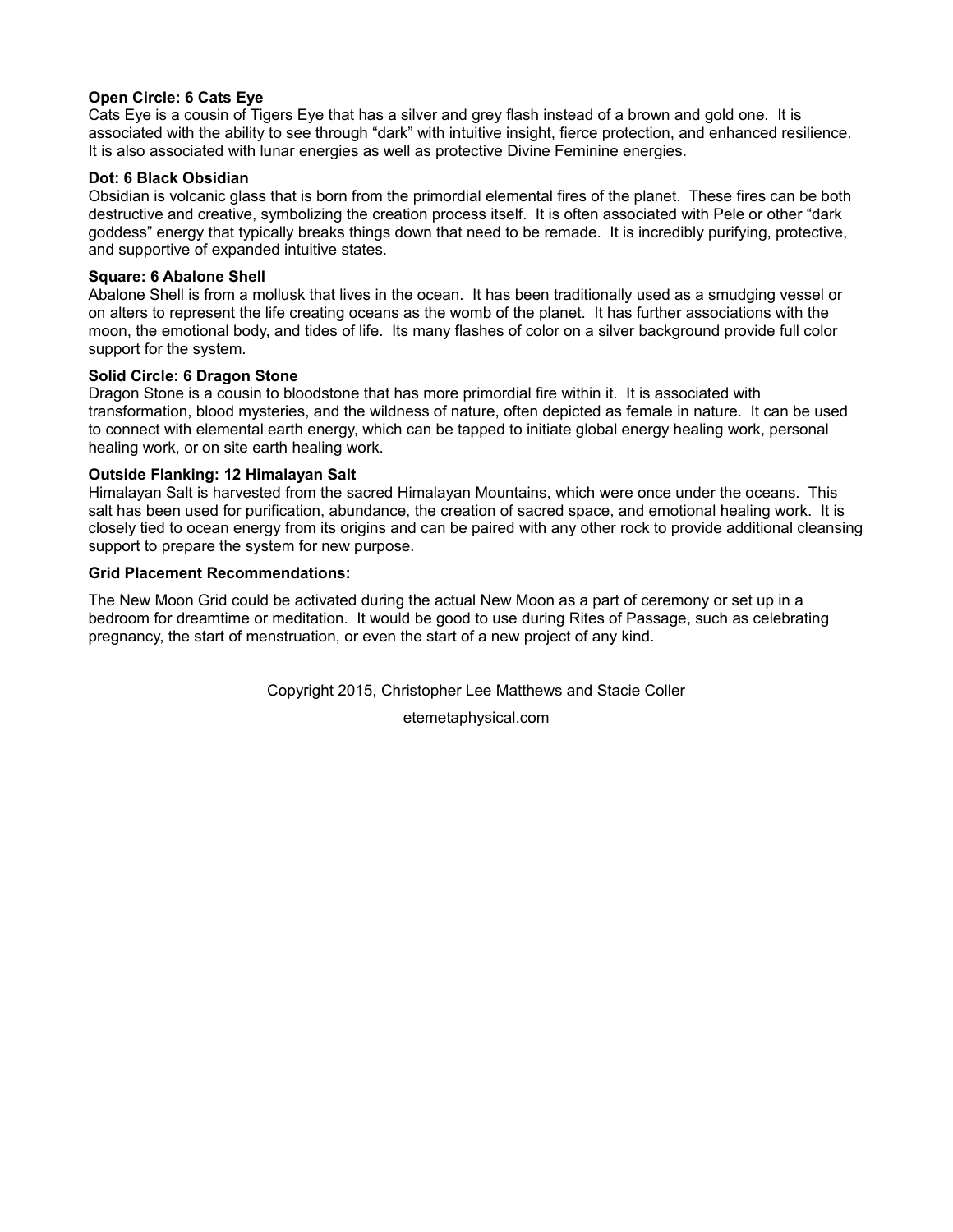**Open Circle: 6 Cats Eye**

Cats Eye is a cousin of Tigers Eye that has a silver and grey flash instead of a brown and gold one. It is associated with the ability to see through "dark" with intuitive insight, fierce protection, and enhanced resilience. It is also associated with lunar energies as well as protective Divine Feminine energies.

**Dot: 6 Black Obsidian**

Obsidian is volcanic glass that is born from the primordial elemental fires of the planet. These fires can be both destructive and creative, symbolizing the creation process itself. It is often associated with Pele or other "dark goddess" energy that typically breaks things down that need to be remade. It is incredibly purifying, protective, and supportive of expanded intuitive states.

**Square: 6 Abalone Shell**

Abalone Shell is from a mollusk that lives in the ocean. It has been traditionally used as a smudging vessel or on alters to represent the life creating oceans as the womb of the planet. It has further associations with the moon, the emotional body, and tides of life. Its many flashes of color on a silver background provide full color support for the system.

**Solid Circle: 6 Dragon Stone**

Dragon Stone is a cousin to bloodstone that has more primordial fire within it. It is associated with transformation, blood mysteries, and the wildness of nature, often depicted as female in nature. It can be used to connect with elemental earth energy, which can be tapped to initiate global energy healing work, personal healing work, or on site earth healing work.

**Outside Flanking: 12 Himalayan Salt**

Himalayan Salt is harvested from the sacred Himalayan Mountains, which were once under the oceans. This salt has been used for purification, abundance, the creation of sacred space, and emotional healing work. It is closely tied to ocean energy from its origins and can be paired with any other rock to provide additional cleansing support to prepare the system for new purpose.

**Grid Placement Recommendations:**

The New Moon Grid could be activated during the actual New Moon as a part of ceremony or set up in a bedroom for dreamtime or meditation. It would be good to use during Rites of Passage, such as celebrating pregnancy, the start of menstruation, or even the start of a new project of any kind.

Copyright 2015, Christopher Lee Matthews and Stacie Coller

etemetaphysical.com